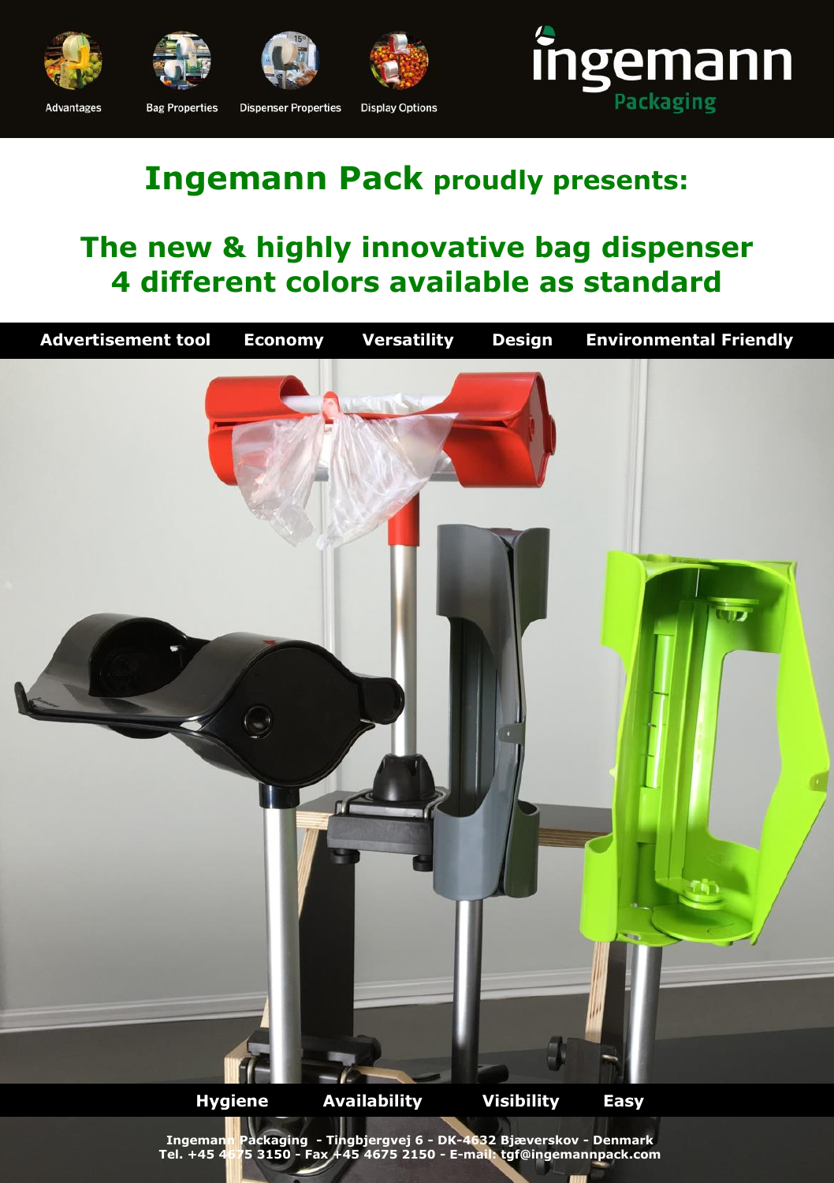Advantages Bag Properties Dispenser Properties Display Options

ingemann
Packaging

# Ingemann Pack proudly presents:

## The new & highly innovative bag dispenser
## 4 different colors available as standard

**Advertisement tool** **Economy** **Versatility** **Design** **Environmental Friendly**

**Hygiene** **Availability** **Visibility** **Easy**

**Ingemann Packaging - Tingbjergvej 6 - DK-4632 Bjæverskov - Denmark**
**Tel. +45 4675 3150 - Fax +45 4675 2150 - E-mail: tgf@ingemannpack.com**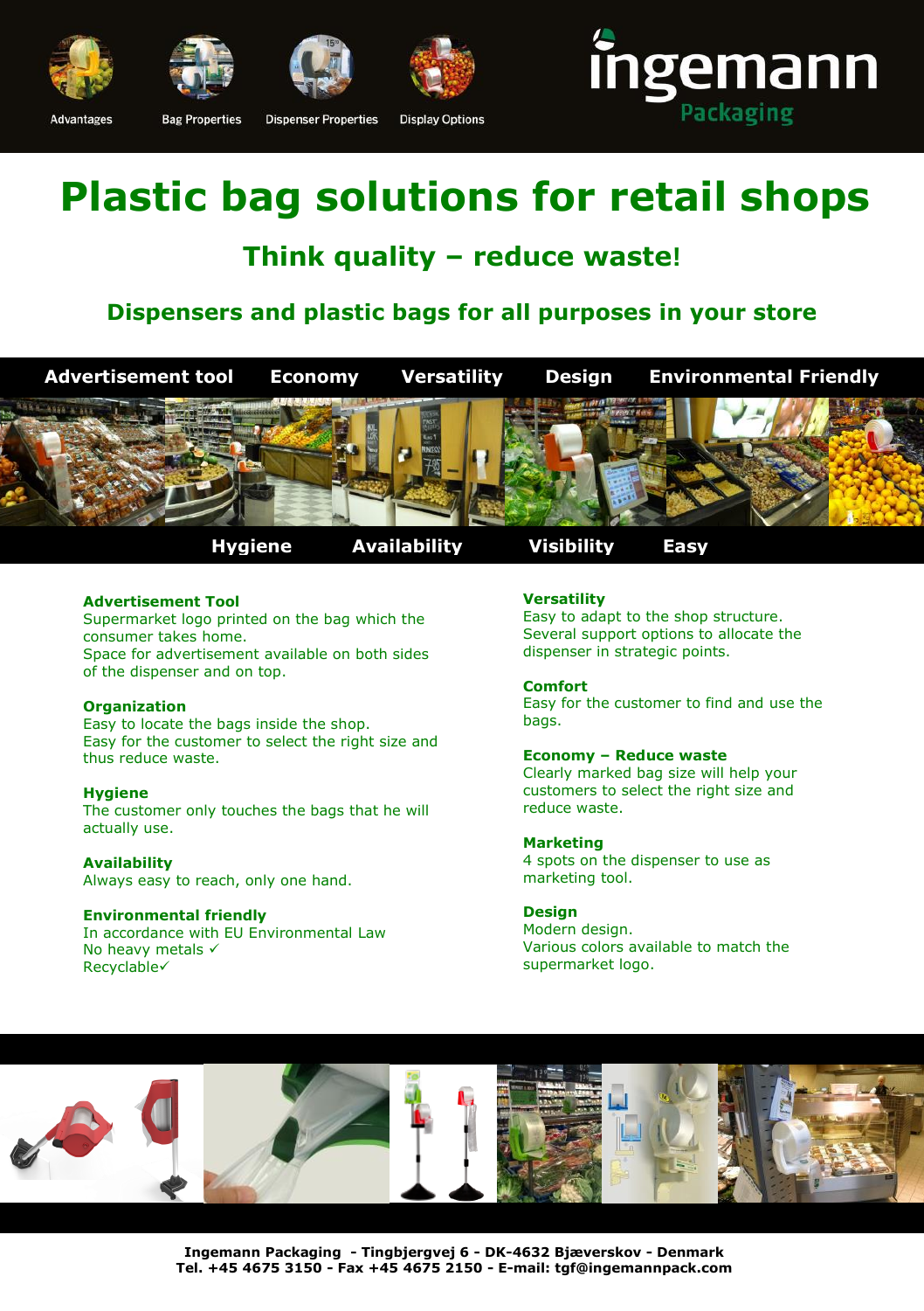Advantages

Bag Properties

Dispenser Properties

Display Options

ingemann Packaging

# Plastic bag solutions for retail shops

## Think quality – reduce waste!

### Dispensers and plastic bags for all purposes in your store

**Advertisement tool** **Economy** **Versatility** **Design** **Environmental Friendly**

**Hygiene** **Availability** **Visibility** **Easy**

**Advertisement Tool**
Supermarket logo printed on the bag which the consumer takes home.
Space for advertisement available on both sides of the dispenser and on top.

**Organization**
Easy to locate the bags inside the shop.
Easy for the customer to select the right size and thus reduce waste.

**Hygiene**
The customer only touches the bags that he will actually use.

**Availability**
Always easy to reach, only one hand.

**Environmental friendly**
In accordance with EU Environmental Law
No heavy metals ✓
Recyclable✓

**Versatility**
Easy to adapt to the shop structure.
Several support options to allocate the dispenser in strategic points.

**Comfort**
Easy for the customer to find and use the bags.

**Economy – Reduce waste**
Clearly marked bag size will help your customers to select the right size and reduce waste.

**Marketing**
4 spots on the dispenser to use as marketing tool.

**Design**
Modern design.
Various colors available to match the supermarket logo.

**Ingemann Packaging - Tingbjergvej 6 - DK-4632 Bjæverskov - Denmark**
**Tel. +45 4675 3150 - Fax +45 4675 2150 - E-mail: tgf@ingemannpack.com**